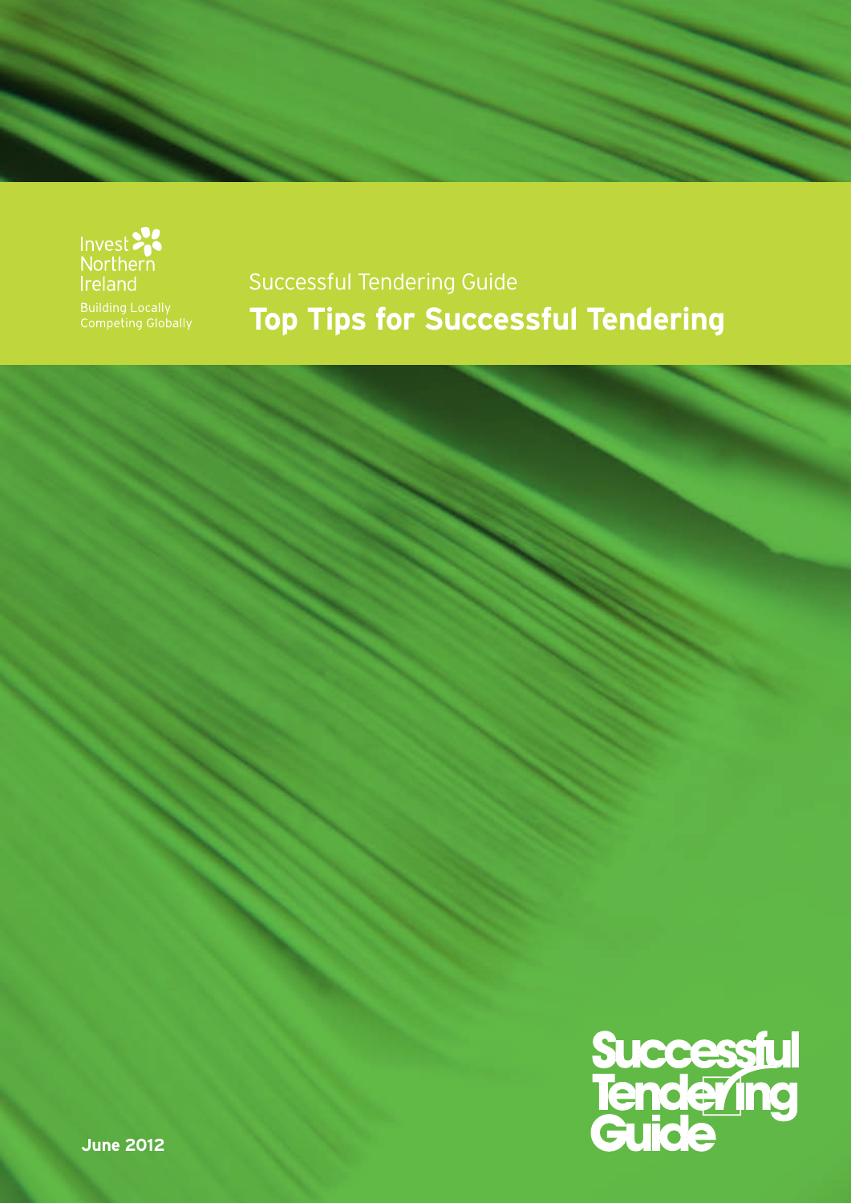Invest Northern Ireland

Building Locally
Competing Globally

Successful Tendering Guide

# Top Tips for Successful Tendering

Successful Tendering Guide

June 2012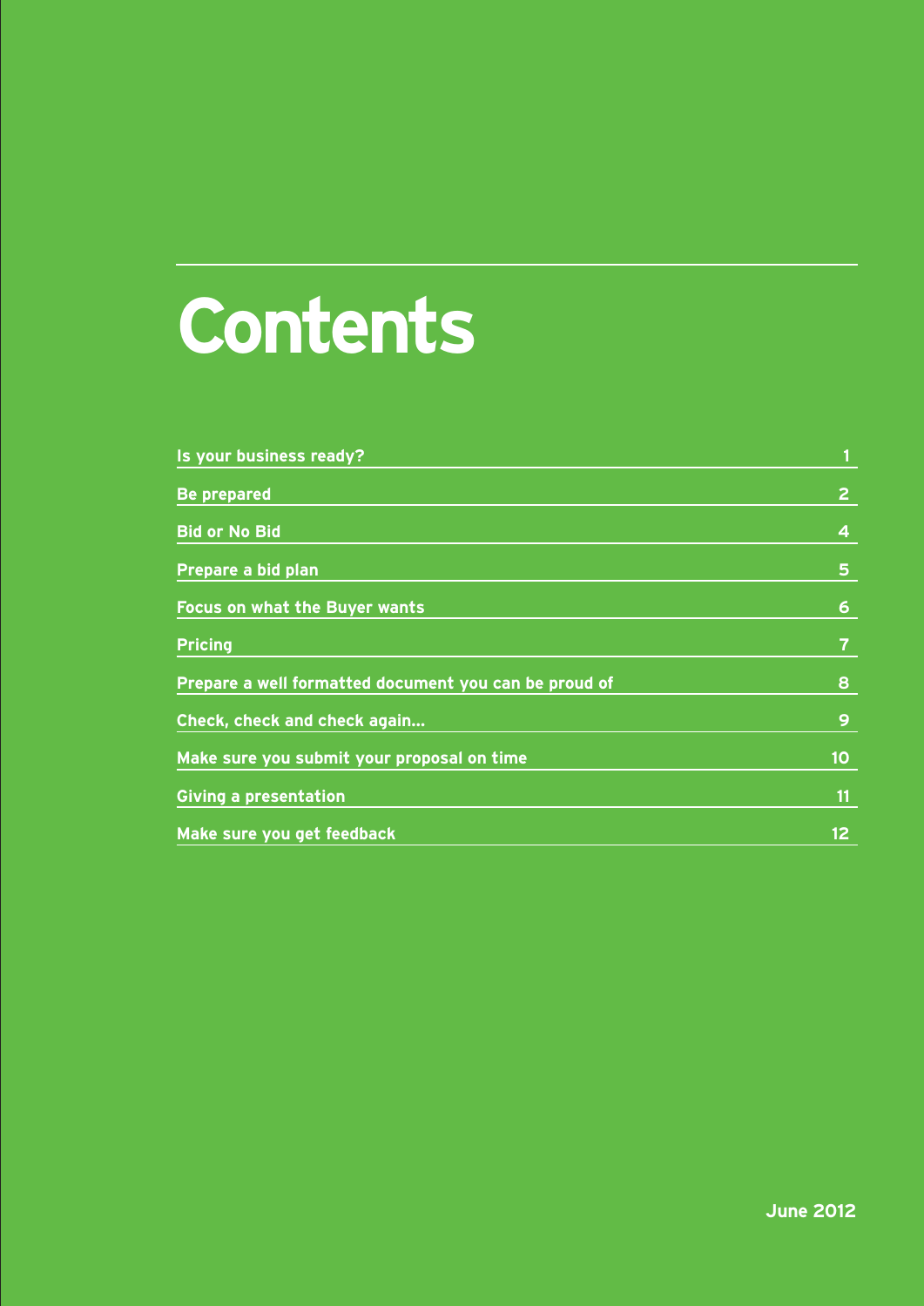# Contents

| | |
|---|---|
| Is your business ready? | 1 |
| Be prepared | 2 |
| Bid or No Bid | 4 |
| Prepare a bid plan | 5 |
| Focus on what the Buyer wants | 6 |
| Pricing | 7 |
| Prepare a well formatted document you can be proud of | 8 |
| Check, check and check again… | 9 |
| Make sure you submit your proposal on time | 10 |
| Giving a presentation | 11 |
| Make sure you get feedback | 12 |

June 2012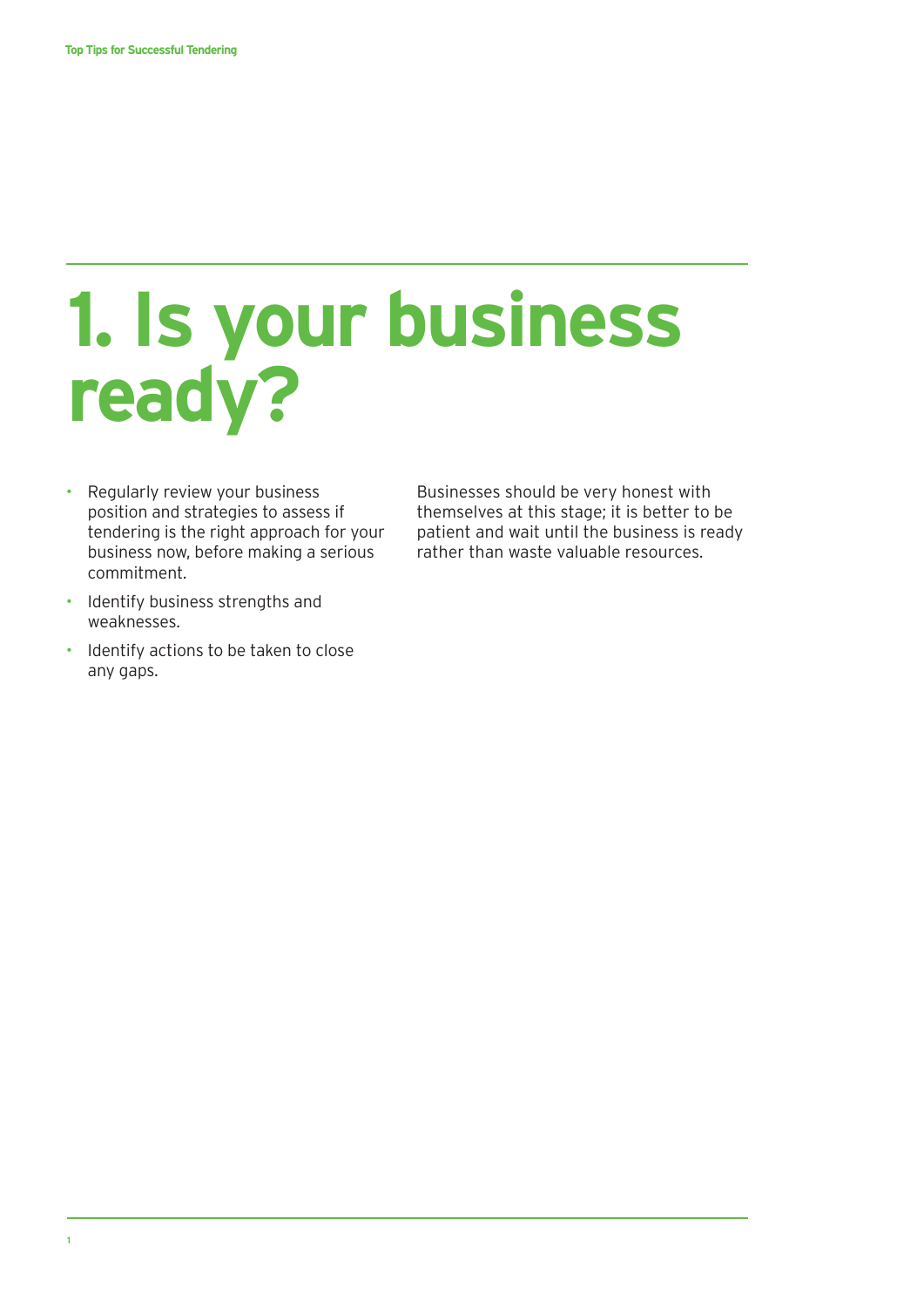# 1. Is your business ready?

- Regularly review your business position and strategies to assess if tendering is the right approach for your business now, before making a serious commitment.
- Identify business strengths and weaknesses.
- Identify actions to be taken to close any gaps.

Businesses should be very honest with themselves at this stage; it is better to be patient and wait until the business is ready rather than waste valuable resources.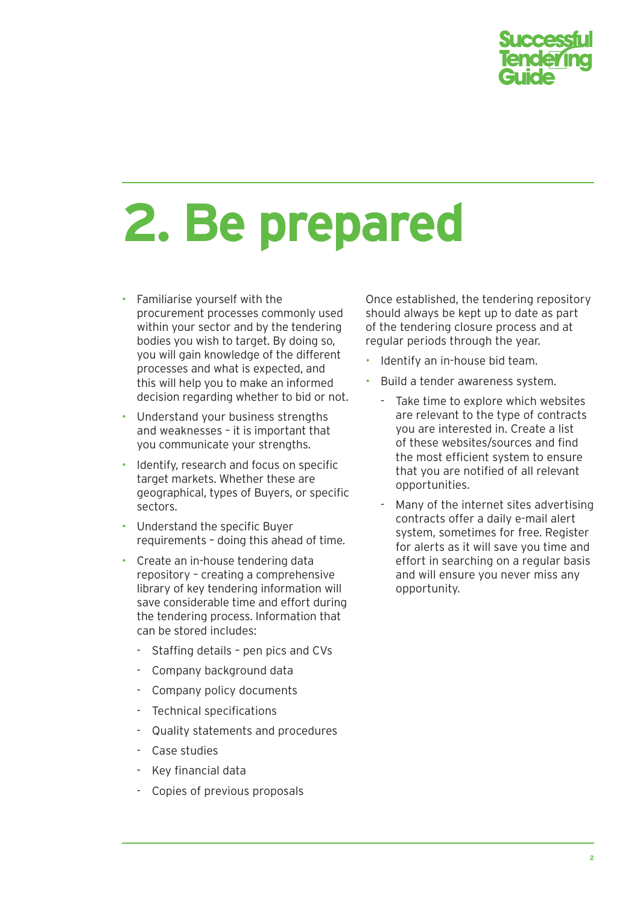# 2. Be prepared

- Familiarise yourself with the procurement processes commonly used within your sector and by the tendering bodies you wish to target. By doing so, you will gain knowledge of the different processes and what is expected, and this will help you to make an informed decision regarding whether to bid or not.
- Understand your business strengths and weaknesses – it is important that you communicate your strengths.
- Identify, research and focus on specific target markets. Whether these are geographical, types of Buyers, or specific sectors.
- Understand the specific Buyer requirements – doing this ahead of time.
- Create an in-house tendering data repository – creating a comprehensive library of key tendering information will save considerable time and effort during the tendering process. Information that can be stored includes:
    - Staffing details – pen pics and CVs
    - Company background data
    - Company policy documents
    - Technical specifications
    - Quality statements and procedures
    - Case studies
    - Key financial data
    - Copies of previous proposals

Once established, the tendering repository should always be kept up to date as part of the tendering closure process and at regular periods through the year.

- Identify an in-house bid team.
- Build a tender awareness system.
    - Take time to explore which websites are relevant to the type of contracts you are interested in. Create a list of these websites/sources and find the most efficient system to ensure that you are notified of all relevant opportunities.
    - Many of the internet sites advertising contracts offer a daily e-mail alert system, sometimes for free. Register for alerts as it will save you time and effort in searching on a regular basis and will ensure you never miss any opportunity.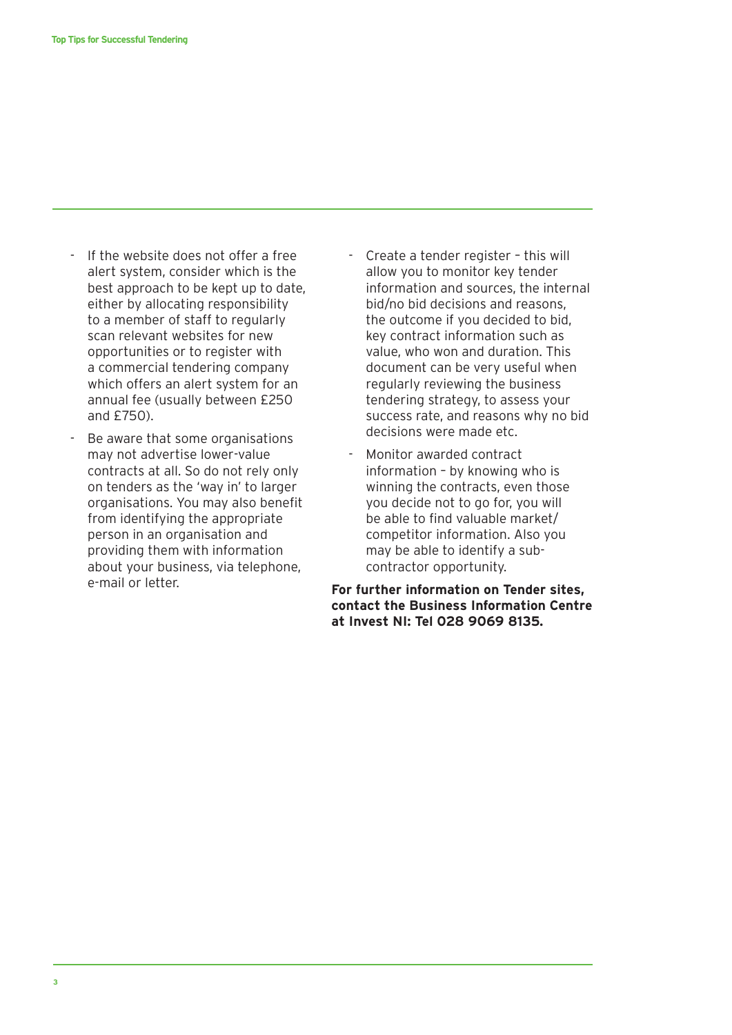- If the website does not offer a free alert system, consider which is the best approach to be kept up to date, either by allocating responsibility to a member of staff to regularly scan relevant websites for new opportunities or to register with a commercial tendering company which offers an alert system for an annual fee (usually between £250 and £750).
- Be aware that some organisations may not advertise lower-value contracts at all. So do not rely only on tenders as the 'way in' to larger organisations. You may also benefit from identifying the appropriate person in an organisation and providing them with information about your business, via telephone, e-mail or letter.
- Create a tender register – this will allow you to monitor key tender information and sources, the internal bid/no bid decisions and reasons, the outcome if you decided to bid, key contract information such as value, who won and duration. This document can be very useful when regularly reviewing the business tendering strategy, to assess your success rate, and reasons why no bid decisions were made etc.
- Monitor awarded contract information – by knowing who is winning the contracts, even those you decide not to go for, you will be able to find valuable market/competitor information. Also you may be able to identify a sub-contractor opportunity.

**For further information on Tender sites, contact the Business Information Centre at Invest NI: Tel 028 9069 8135.**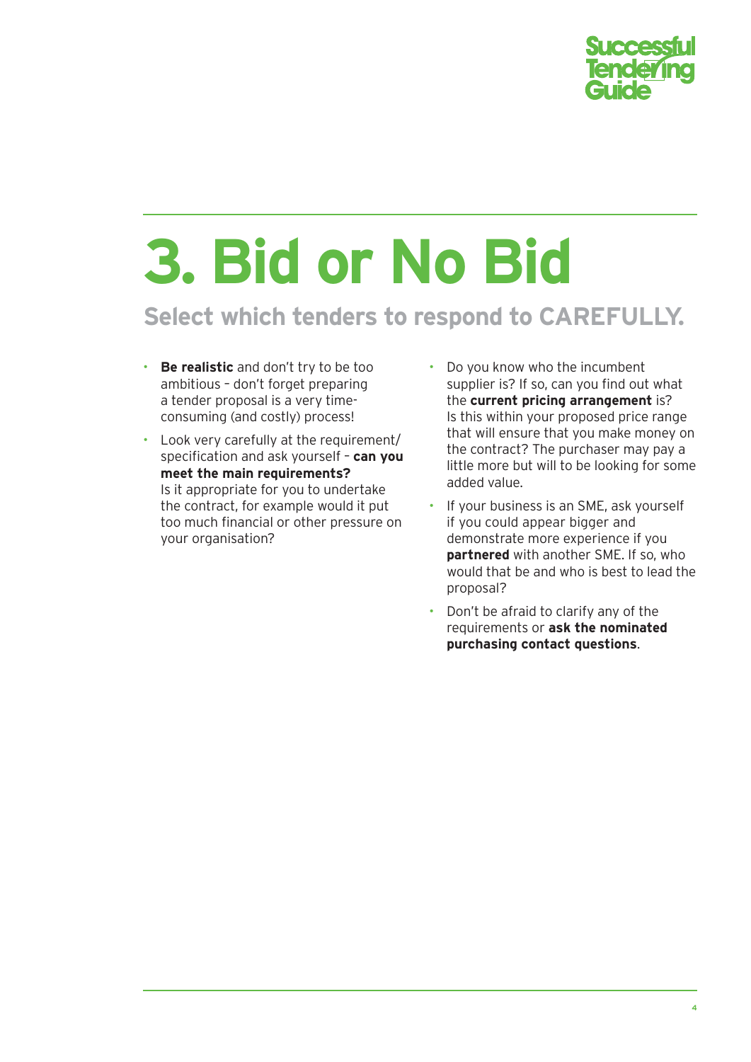# 3. Bid or No Bid

## Select which tenders to respond to CAREFULLY.

- **Be realistic** and don't try to be too ambitious – don't forget preparing a tender proposal is a very time-consuming (and costly) process!
- Look very carefully at the requirement/specification and ask yourself – **can you meet the main requirements?** Is it appropriate for you to undertake the contract, for example would it put too much financial or other pressure on your organisation?
- Do you know who the incumbent supplier is? If so, can you find out what the **current pricing arrangement** is? Is this within your proposed price range that will ensure that you make money on the contract? The purchaser may pay a little more but will to be looking for some added value.
- If your business is an SME, ask yourself if you could appear bigger and demonstrate more experience if you **partnered** with another SME. If so, who would that be and who is best to lead the proposal?
- Don't be afraid to clarify any of the requirements or **ask the nominated purchasing contact questions**.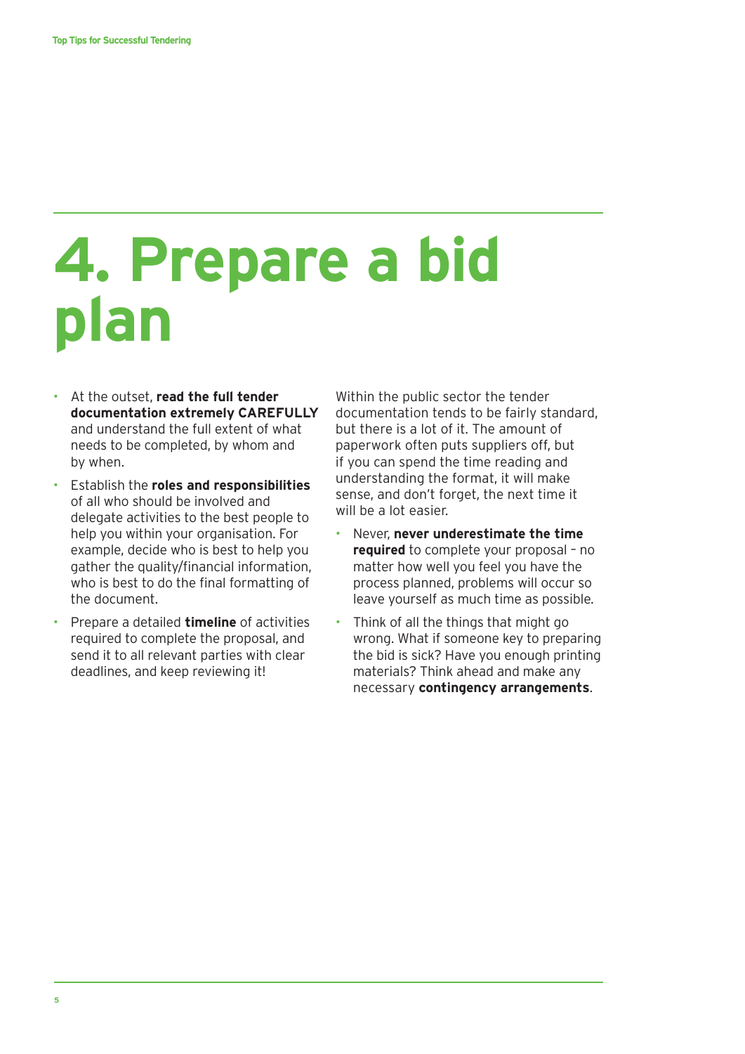# 4. Prepare a bid plan

- At the outset, **read the full tender documentation extremely CAREFULLY** and understand the full extent of what needs to be completed, by whom and by when.
- Establish the **roles and responsibilities** of all who should be involved and delegate activities to the best people to help you within your organisation. For example, decide who is best to help you gather the quality/financial information, who is best to do the final formatting of the document.
- Prepare a detailed **timeline** of activities required to complete the proposal, and send it to all relevant parties with clear deadlines, and keep reviewing it!

Within the public sector the tender documentation tends to be fairly standard, but there is a lot of it. The amount of paperwork often puts suppliers off, but if you can spend the time reading and understanding the format, it will make sense, and don't forget, the next time it will be a lot easier.

- Never, **never underestimate the time required** to complete your proposal – no matter how well you feel you have the process planned, problems will occur so leave yourself as much time as possible.
- Think of all the things that might go wrong. What if someone key to preparing the bid is sick? Have you enough printing materials? Think ahead and make any necessary **contingency arrangements**.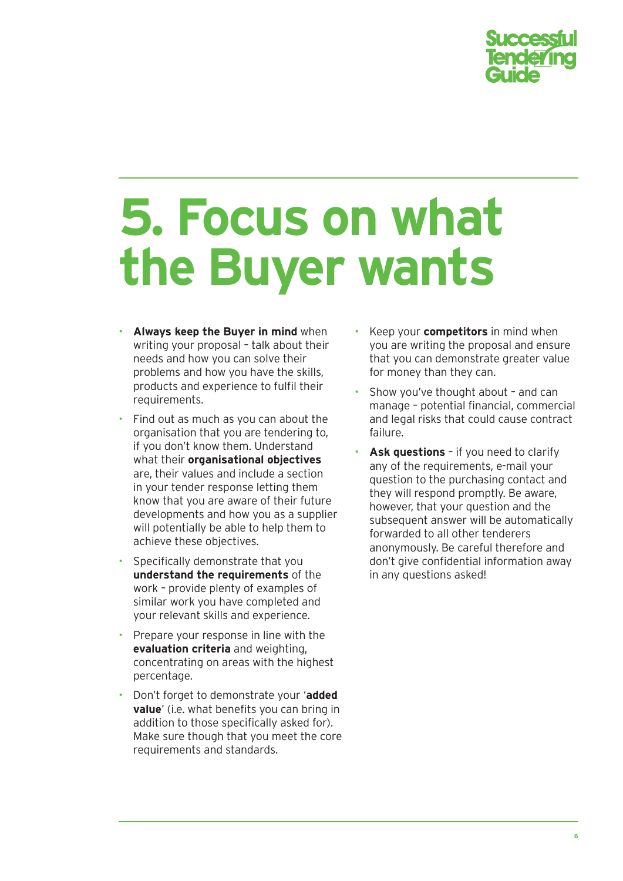# 5. Focus on what the Buyer wants

- **Always keep the Buyer in mind** when writing your proposal – talk about their needs and how you can solve their problems and how you have the skills, products and experience to fulfil their requirements.
- Find out as much as you can about the organisation that you are tendering to, if you don't know them. Understand what their **organisational objectives** are, their values and include a section in your tender response letting them know that you are aware of their future developments and how you as a supplier will potentially be able to help them to achieve these objectives.
- Specifically demonstrate that you **understand the requirements** of the work – provide plenty of examples of similar work you have completed and your relevant skills and experience.
- Prepare your response in line with the **evaluation criteria** and weighting, concentrating on areas with the highest percentage.
- Don't forget to demonstrate your '**added value**' (i.e. what benefits you can bring in addition to those specifically asked for). Make sure though that you meet the core requirements and standards.
- Keep your **competitors** in mind when you are writing the proposal and ensure that you can demonstrate greater value for money than they can.
- Show you've thought about – and can manage – potential financial, commercial and legal risks that could cause contract failure.
- **Ask questions** – if you need to clarify any of the requirements, e-mail your question to the purchasing contact and they will respond promptly. Be aware, however, that your question and the subsequent answer will be automatically forwarded to all other tenderers anonymously. Be careful therefore and don't give confidential information away in any questions asked!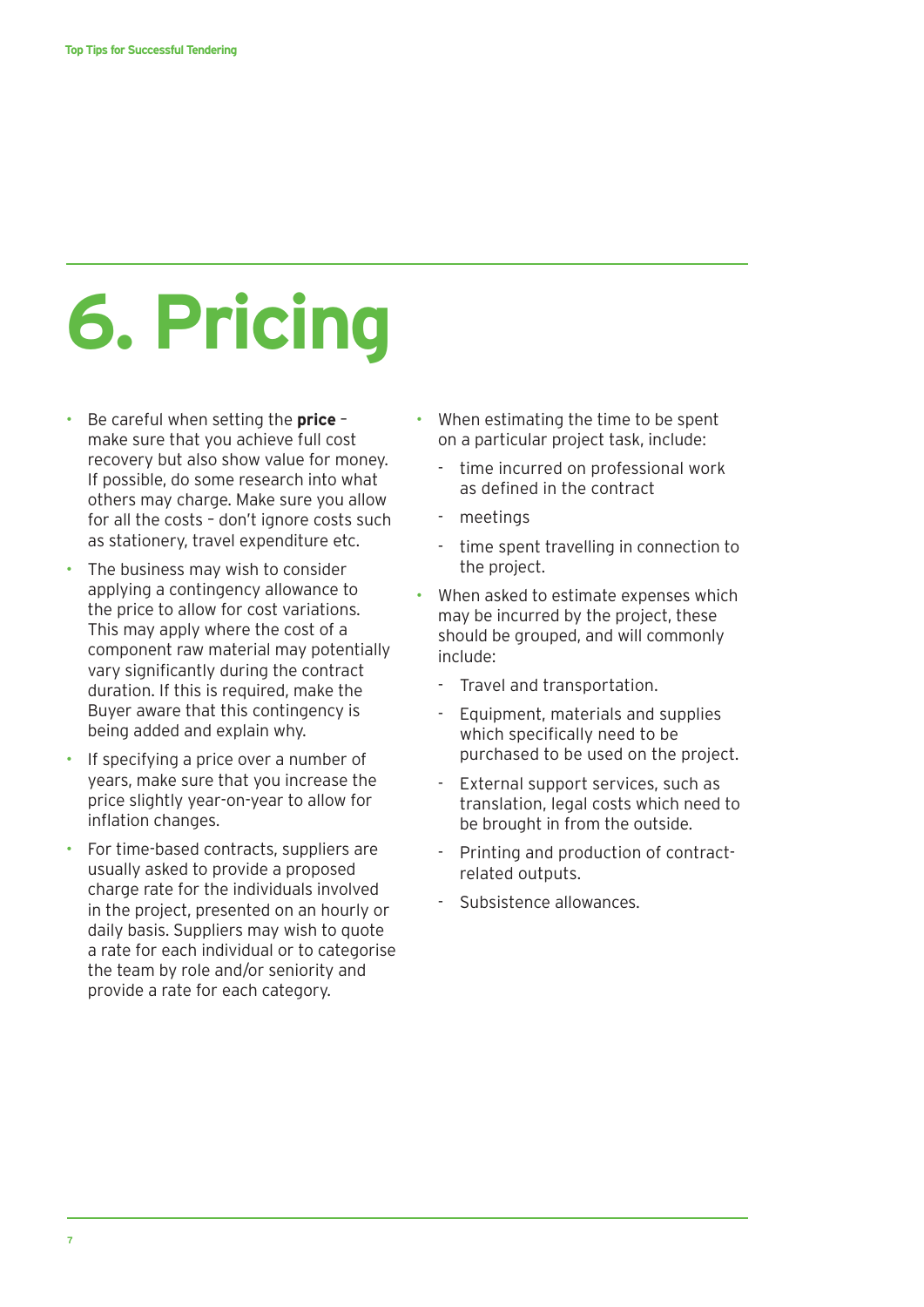# 6. Pricing

- Be careful when setting the **price** – make sure that you achieve full cost recovery but also show value for money. If possible, do some research into what others may charge. Make sure you allow for all the costs – don't ignore costs such as stationery, travel expenditure etc.
- The business may wish to consider applying a contingency allowance to the price to allow for cost variations. This may apply where the cost of a component raw material may potentially vary significantly during the contract duration. If this is required, make the Buyer aware that this contingency is being added and explain why.
- If specifying a price over a number of years, make sure that you increase the price slightly year-on-year to allow for inflation changes.
- For time-based contracts, suppliers are usually asked to provide a proposed charge rate for the individuals involved in the project, presented on an hourly or daily basis. Suppliers may wish to quote a rate for each individual or to categorise the team by role and/or seniority and provide a rate for each category.
- When estimating the time to be spent on a particular project task, include:
  - time incurred on professional work as defined in the contract
  - meetings
  - time spent travelling in connection to the project.
- When asked to estimate expenses which may be incurred by the project, these should be grouped, and will commonly include:
  - Travel and transportation.
  - Equipment, materials and supplies which specifically need to be purchased to be used on the project.
  - External support services, such as translation, legal costs which need to be brought in from the outside.
  - Printing and production of contract-related outputs.
  - Subsistence allowances.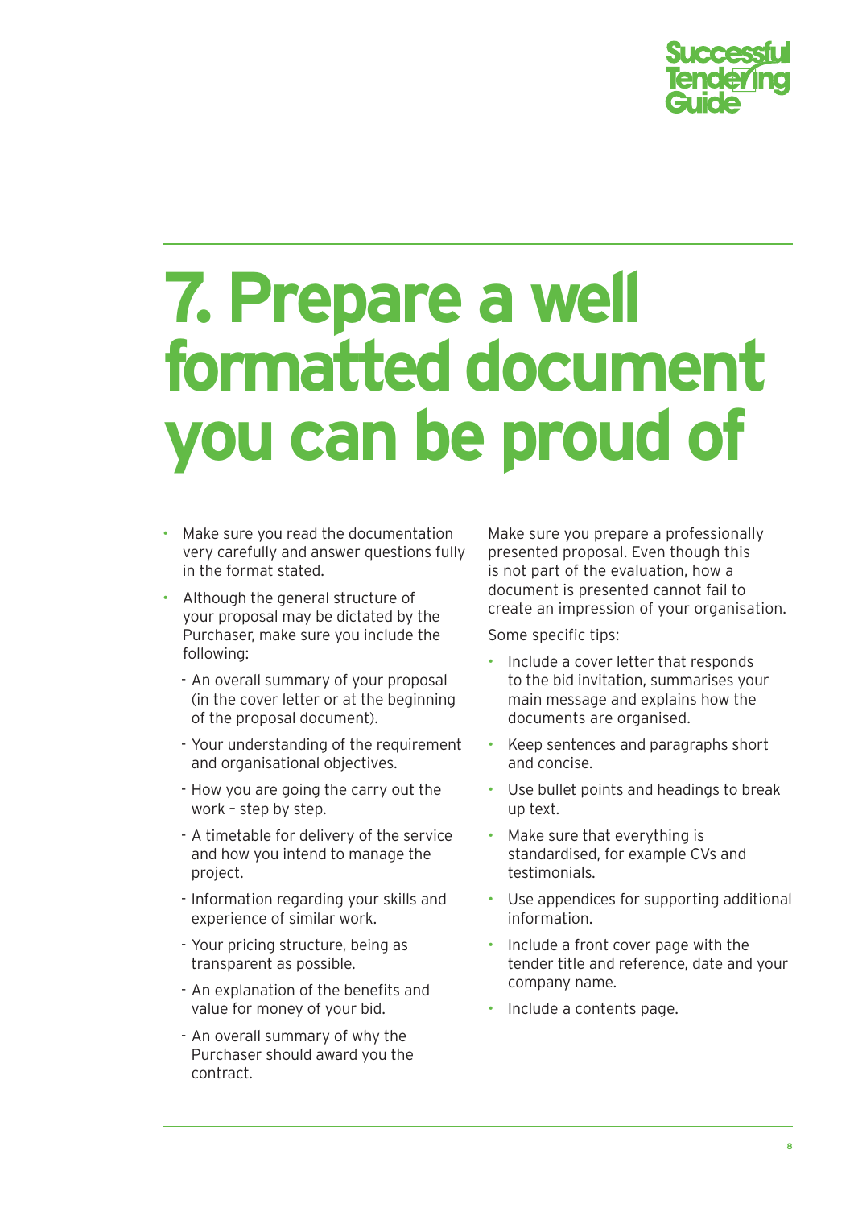# 7. Prepare a well formatted document you can be proud of

- Make sure you read the documentation very carefully and answer questions fully in the format stated.
- Although the general structure of your proposal may be dictated by the Purchaser, make sure you include the following:
  - An overall summary of your proposal (in the cover letter or at the beginning of the proposal document).
  - Your understanding of the requirement and organisational objectives.
  - How you are going the carry out the work – step by step.
  - A timetable for delivery of the service and how you intend to manage the project.
  - Information regarding your skills and experience of similar work.
  - Your pricing structure, being as transparent as possible.
  - An explanation of the benefits and value for money of your bid.
  - An overall summary of why the Purchaser should award you the contract.

Make sure you prepare a professionally presented proposal. Even though this is not part of the evaluation, how a document is presented cannot fail to create an impression of your organisation.

Some specific tips:

- Include a cover letter that responds to the bid invitation, summarises your main message and explains how the documents are organised.
- Keep sentences and paragraphs short and concise.
- Use bullet points and headings to break up text.
- Make sure that everything is standardised, for example CVs and testimonials.
- Use appendices for supporting additional information.
- Include a front cover page with the tender title and reference, date and your company name.
- Include a contents page.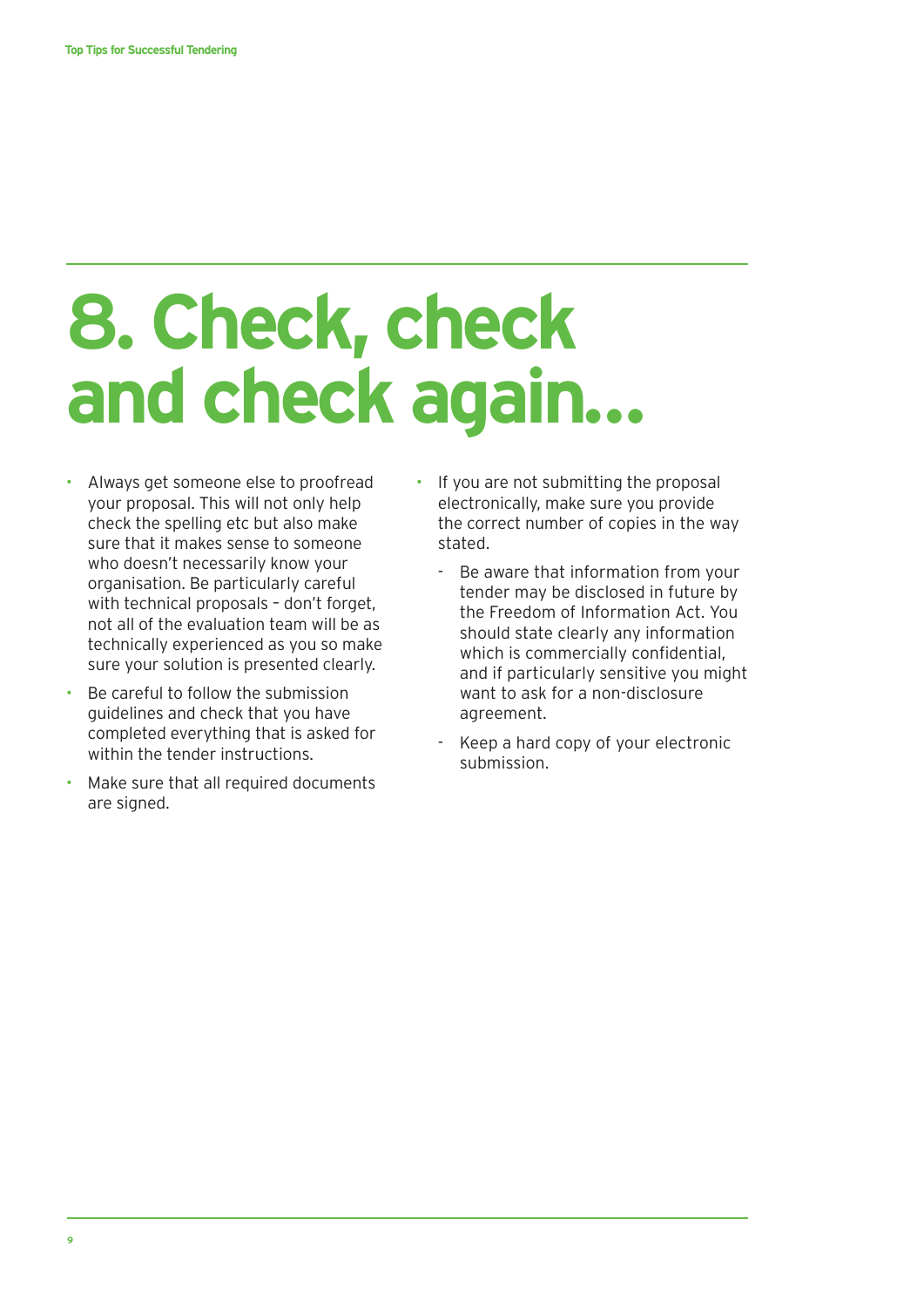# 8. Check, check and check again...

- Always get someone else to proofread your proposal. This will not only help check the spelling etc but also make sure that it makes sense to someone who doesn't necessarily know your organisation. Be particularly careful with technical proposals – don't forget, not all of the evaluation team will be as technically experienced as you so make sure your solution is presented clearly.
- Be careful to follow the submission guidelines and check that you have completed everything that is asked for within the tender instructions.
- Make sure that all required documents are signed.
- If you are not submitting the proposal electronically, make sure you provide the correct number of copies in the way stated.
    - Be aware that information from your tender may be disclosed in future by the Freedom of Information Act. You should state clearly any information which is commercially confidential, and if particularly sensitive you might want to ask for a non-disclosure agreement.
    - Keep a hard copy of your electronic submission.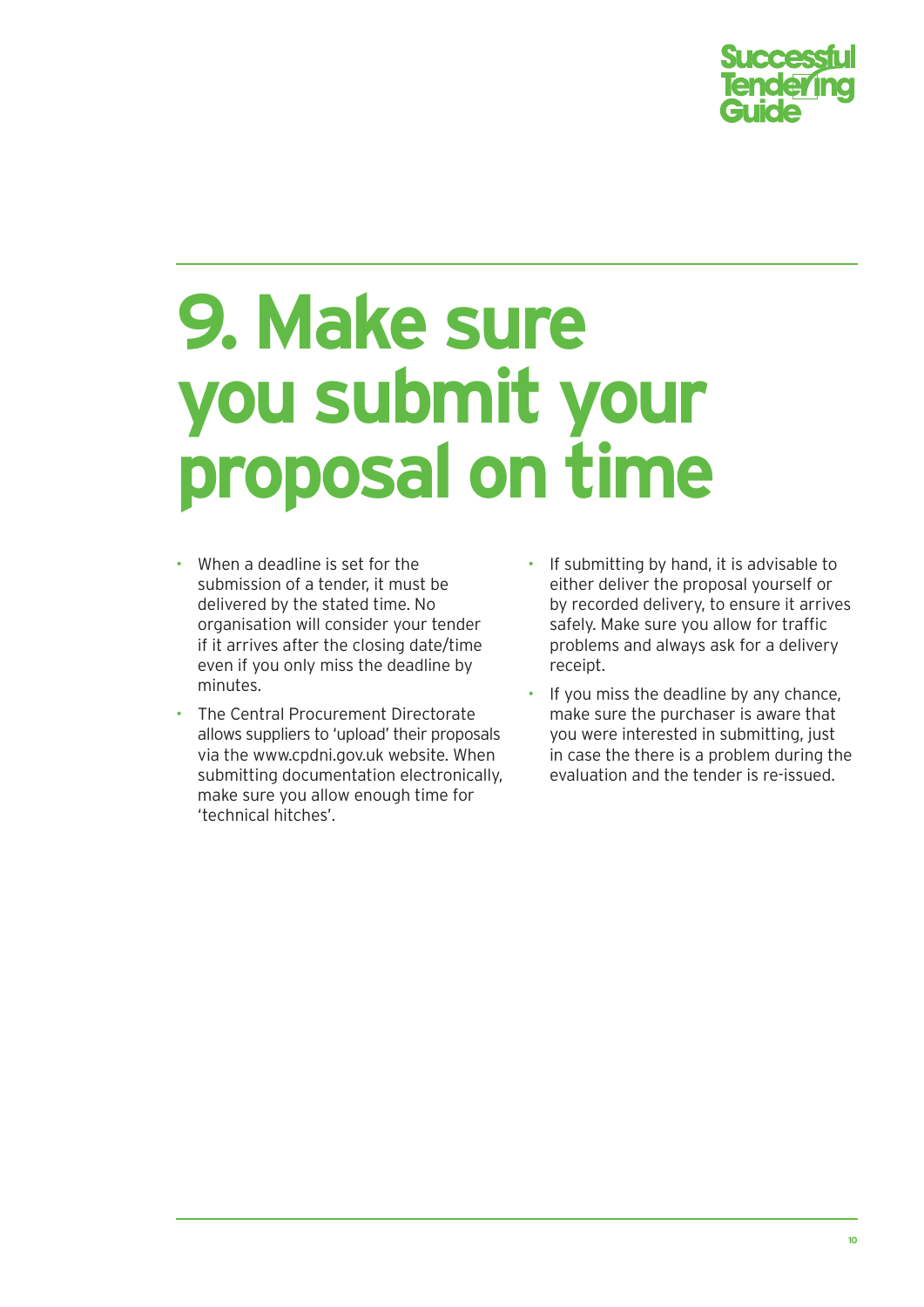# 9. Make sure you submit your proposal on time

- When a deadline is set for the submission of a tender, it must be delivered by the stated time. No organisation will consider your tender if it arrives after the closing date/time even if you only miss the deadline by minutes.
- The Central Procurement Directorate allows suppliers to 'upload' their proposals via the www.cpdni.gov.uk website. When submitting documentation electronically, make sure you allow enough time for 'technical hitches'.
- If submitting by hand, it is advisable to either deliver the proposal yourself or by recorded delivery, to ensure it arrives safely. Make sure you allow for traffic problems and always ask for a delivery receipt.
- If you miss the deadline by any chance, make sure the purchaser is aware that you were interested in submitting, just in case the there is a problem during the evaluation and the tender is re-issued.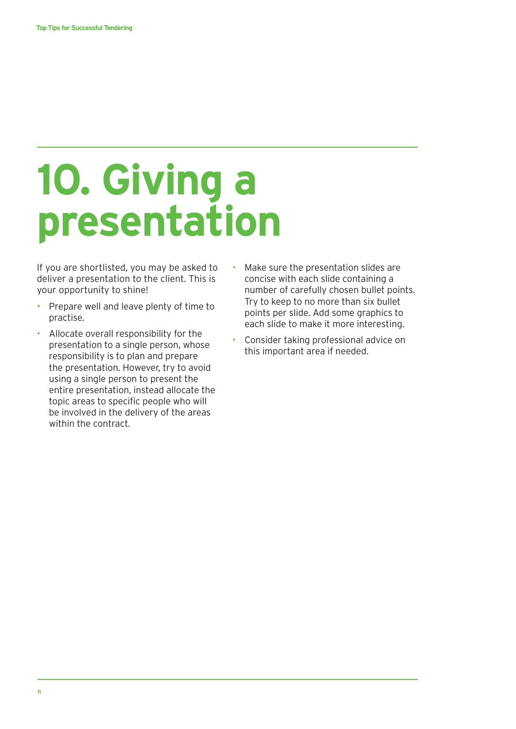# 10. Giving a presentation

If you are shortlisted, you may be asked to deliver a presentation to the client. This is your opportunity to shine!

- Prepare well and leave plenty of time to practise.
- Allocate overall responsibility for the presentation to a single person, whose responsibility is to plan and prepare the presentation. However, try to avoid using a single person to present the entire presentation, instead allocate the topic areas to specific people who will be involved in the delivery of the areas within the contract.
- Make sure the presentation slides are concise with each slide containing a number of carefully chosen bullet points. Try to keep to no more than six bullet points per slide. Add some graphics to each slide to make it more interesting.
- Consider taking professional advice on this important area if needed.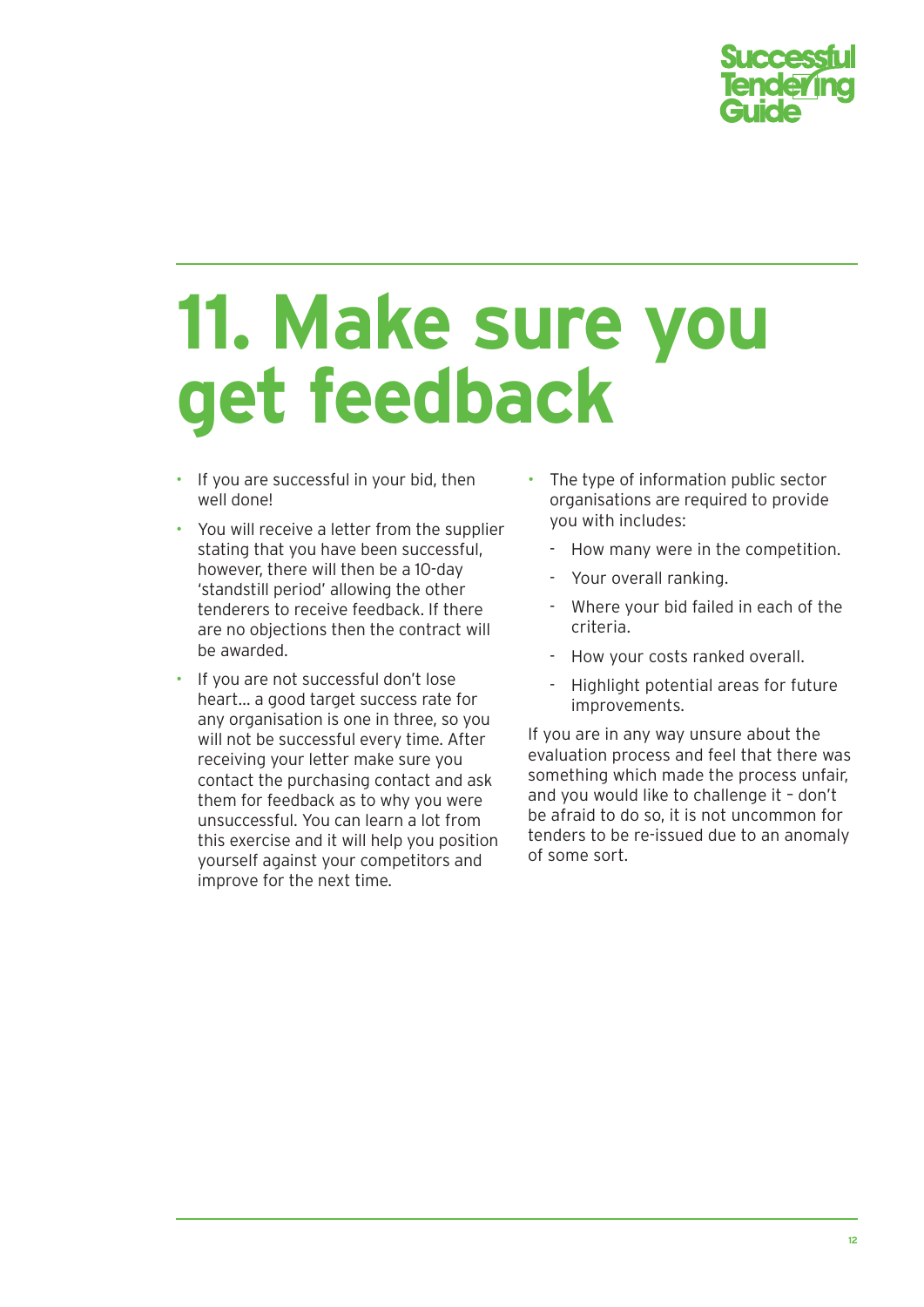# 11. Make sure you get feedback

- If you are successful in your bid, then well done!
- You will receive a letter from the supplier stating that you have been successful, however, there will then be a 10-day 'standstill period' allowing the other tenderers to receive feedback. If there are no objections then the contract will be awarded.
- If you are not successful don't lose heart… a good target success rate for any organisation is one in three, so you will not be successful every time. After receiving your letter make sure you contact the purchasing contact and ask them for feedback as to why you were unsuccessful. You can learn a lot from this exercise and it will help you position yourself against your competitors and improve for the next time.
- The type of information public sector organisations are required to provide you with includes:
    - How many were in the competition.
    - Your overall ranking.
    - Where your bid failed in each of the criteria.
    - How your costs ranked overall.
    - Highlight potential areas for future improvements.

If you are in any way unsure about the evaluation process and feel that there was something which made the process unfair, and you would like to challenge it – don't be afraid to do so, it is not uncommon for tenders to be re-issued due to an anomaly of some sort.